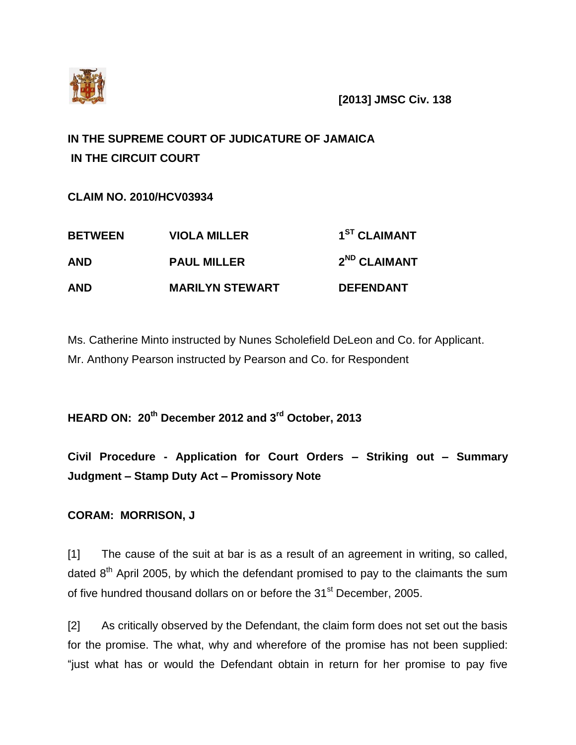**[2013] JMSC Civ. 138**

**IN THE SUPREME COURT OF JUDICATURE OF JAMAICA**
**IN THE CIRCUIT COURT**

**CLAIM NO. 2010/HCV03934**

| | | |
|---|---|---|
| **BETWEEN** | **VIOLA MILLER** | **1ST CLAIMANT** |
| **AND** | **PAUL MILLER** | **2ND CLAIMANT** |
| **AND** | **MARILYN STEWART** | **DEFENDANT** |

Ms. Catherine Minto instructed by Nunes Scholefield DeLeon and Co. for Applicant.
Mr. Anthony Pearson instructed by Pearson and Co. for Respondent

**HEARD ON: 20th December 2012 and 3rd October, 2013**

**Civil Procedure - Application for Court Orders – Striking out – Summary Judgment – Stamp Duty Act – Promissory Note**

**CORAM: MORRISON, J**

[1] The cause of the suit at bar is as a result of an agreement in writing, so called, dated 8th April 2005, by which the defendant promised to pay to the claimants the sum of five hundred thousand dollars on or before the 31st December, 2005.

[2] As critically observed by the Defendant, the claim form does not set out the basis for the promise. The what, why and wherefore of the promise has not been supplied: "just what has or would the Defendant obtain in return for her promise to pay five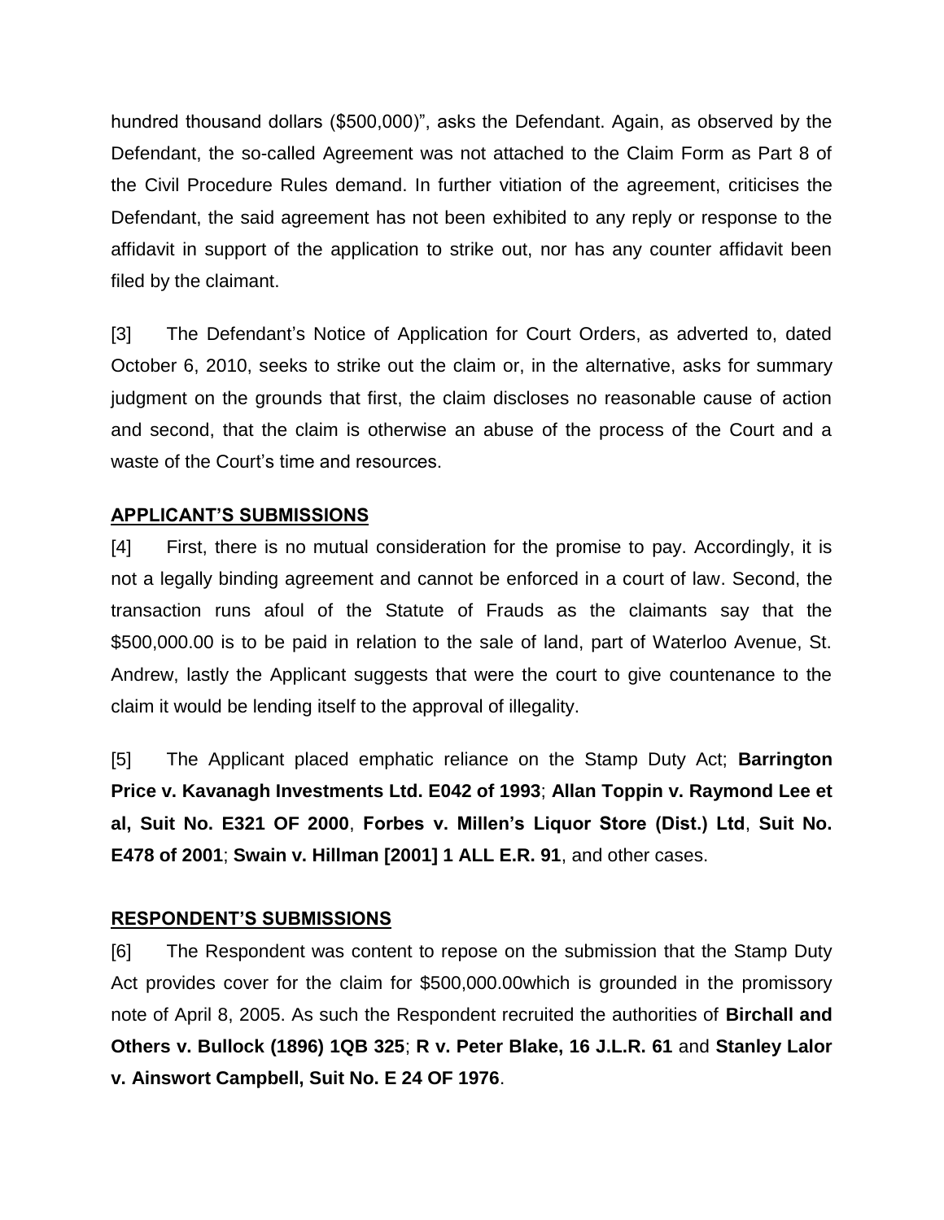hundred thousand dollars ($500,000)", asks the Defendant. Again, as observed by the Defendant, the so-called Agreement was not attached to the Claim Form as Part 8 of the Civil Procedure Rules demand. In further vitiation of the agreement, criticises the Defendant, the said agreement has not been exhibited to any reply or response to the affidavit in support of the application to strike out, nor has any counter affidavit been filed by the claimant.

[3] The Defendant's Notice of Application for Court Orders, as adverted to, dated October 6, 2010, seeks to strike out the claim or, in the alternative, asks for summary judgment on the grounds that first, the claim discloses no reasonable cause of action and second, that the claim is otherwise an abuse of the process of the Court and a waste of the Court's time and resources.

## APPLICANT'S SUBMISSIONS

[4] First, there is no mutual consideration for the promise to pay. Accordingly, it is not a legally binding agreement and cannot be enforced in a court of law. Second, the transaction runs afoul of the Statute of Frauds as the claimants say that the $500,000.00 is to be paid in relation to the sale of land, part of Waterloo Avenue, St. Andrew, lastly the Applicant suggests that were the court to give countenance to the claim it would be lending itself to the approval of illegality.

[5] The Applicant placed emphatic reliance on the Stamp Duty Act; **Barrington Price v. Kavanagh Investments Ltd. E042 of 1993**; **Allan Toppin v. Raymond Lee et al, Suit No. E321 OF 2000**, **Forbes v. Millen's Liquor Store (Dist.) Ltd**, **Suit No. E478 of 2001**; **Swain v. Hillman [2001] 1 ALL E.R. 91**, and other cases.

## RESPONDENT'S SUBMISSIONS

[6] The Respondent was content to repose on the submission that the Stamp Duty Act provides cover for the claim for $500,000.00which is grounded in the promissory note of April 8, 2005. As such the Respondent recruited the authorities of **Birchall and Others v. Bullock (1896) 1QB 325**; **R v. Peter Blake, 16 J.L.R. 61** and **Stanley Lalor v. Ainswort Campbell, Suit No. E 24 OF 1976**.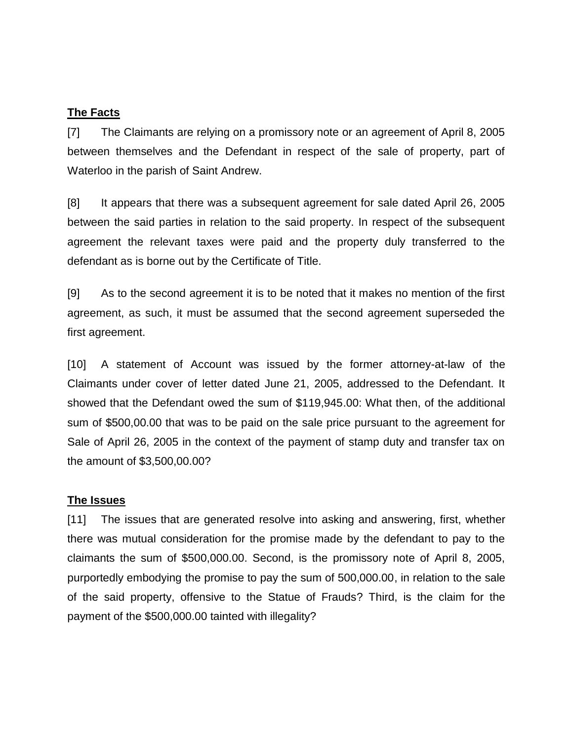**The Facts**

[7] The Claimants are relying on a promissory note or an agreement of April 8, 2005 between themselves and the Defendant in respect of the sale of property, part of Waterloo in the parish of Saint Andrew.

[8] It appears that there was a subsequent agreement for sale dated April 26, 2005 between the said parties in relation to the said property. In respect of the subsequent agreement the relevant taxes were paid and the property duly transferred to the defendant as is borne out by the Certificate of Title.

[9] As to the second agreement it is to be noted that it makes no mention of the first agreement, as such, it must be assumed that the second agreement superseded the first agreement.

[10] A statement of Account was issued by the former attorney-at-law of the Claimants under cover of letter dated June 21, 2005, addressed to the Defendant. It showed that the Defendant owed the sum of $119,945.00: What then, of the additional sum of $500,00.00 that was to be paid on the sale price pursuant to the agreement for Sale of April 26, 2005 in the context of the payment of stamp duty and transfer tax on the amount of $3,500,00.00?

**The Issues**

[11] The issues that are generated resolve into asking and answering, first, whether there was mutual consideration for the promise made by the defendant to pay to the claimants the sum of $500,000.00. Second, is the promissory note of April 8, 2005, purportedly embodying the promise to pay the sum of 500,000.00, in relation to the sale of the said property, offensive to the Statue of Frauds? Third, is the claim for the payment of the $500,000.00 tainted with illegality?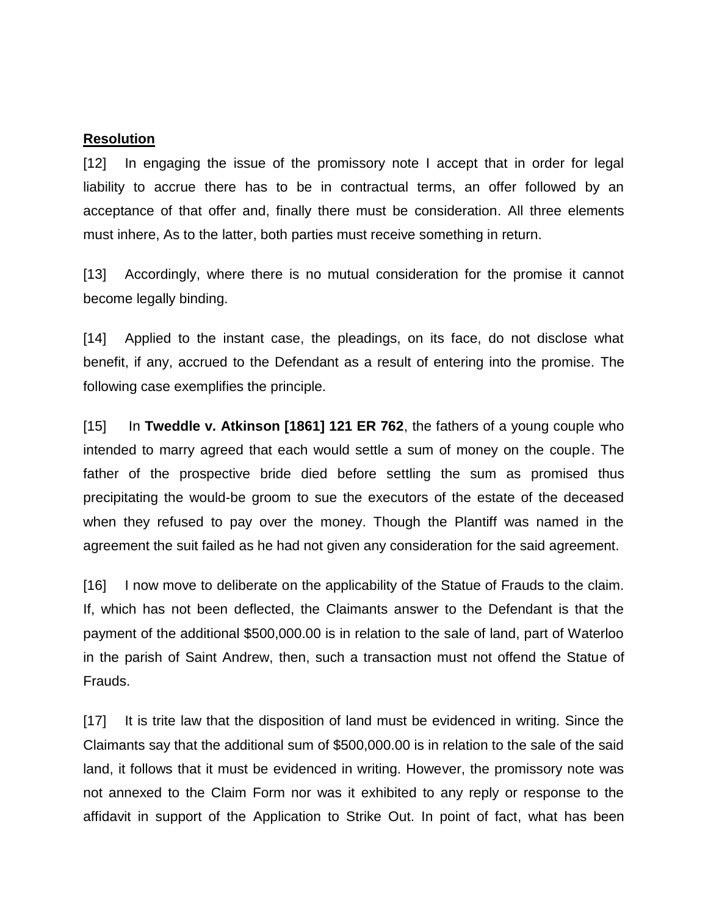**Resolution**

[12] In engaging the issue of the promissory note I accept that in order for legal liability to accrue there has to be in contractual terms, an offer followed by an acceptance of that offer and, finally there must be consideration. All three elements must inhere, As to the latter, both parties must receive something in return.

[13] Accordingly, where there is no mutual consideration for the promise it cannot become legally binding.

[14] Applied to the instant case, the pleadings, on its face, do not disclose what benefit, if any, accrued to the Defendant as a result of entering into the promise. The following case exemplifies the principle.

[15] In **Tweddle v. Atkinson [1861] 121 ER 762**, the fathers of a young couple who intended to marry agreed that each would settle a sum of money on the couple. The father of the prospective bride died before settling the sum as promised thus precipitating the would-be groom to sue the executors of the estate of the deceased when they refused to pay over the money. Though the Plantiff was named in the agreement the suit failed as he had not given any consideration for the said agreement.

[16] I now move to deliberate on the applicability of the Statue of Frauds to the claim. If, which has not been deflected, the Claimants answer to the Defendant is that the payment of the additional $500,000.00 is in relation to the sale of land, part of Waterloo in the parish of Saint Andrew, then, such a transaction must not offend the Statue of Frauds.

[17] It is trite law that the disposition of land must be evidenced in writing. Since the Claimants say that the additional sum of $500,000.00 is in relation to the sale of the said land, it follows that it must be evidenced in writing. However, the promissory note was not annexed to the Claim Form nor was it exhibited to any reply or response to the affidavit in support of the Application to Strike Out. In point of fact, what has been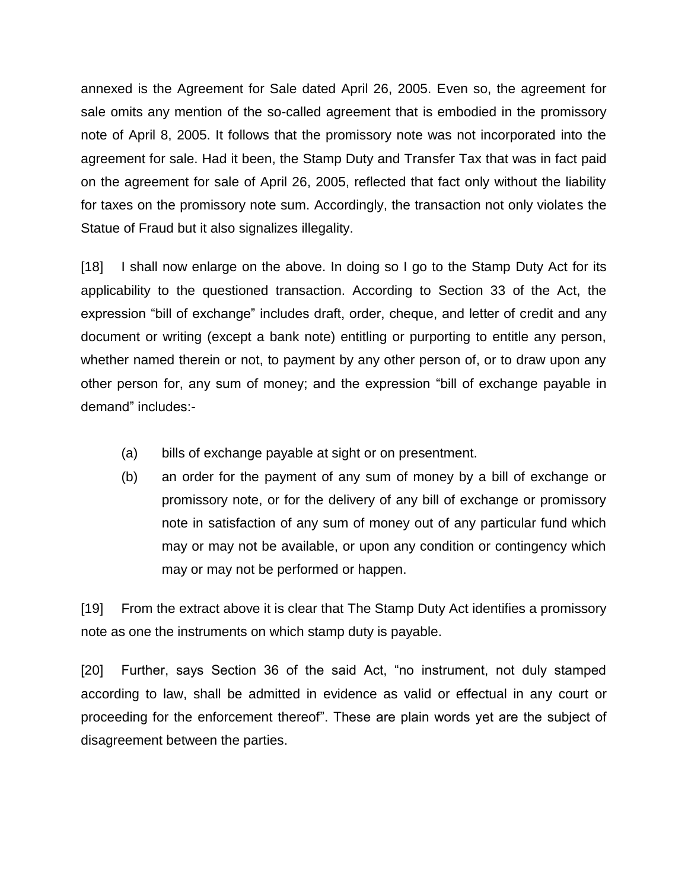annexed is the Agreement for Sale dated April 26, 2005. Even so, the agreement for sale omits any mention of the so-called agreement that is embodied in the promissory note of April 8, 2005. It follows that the promissory note was not incorporated into the agreement for sale. Had it been, the Stamp Duty and Transfer Tax that was in fact paid on the agreement for sale of April 26, 2005, reflected that fact only without the liability for taxes on the promissory note sum. Accordingly, the transaction not only violates the Statue of Fraud but it also signalizes illegality.

[18] I shall now enlarge on the above. In doing so I go to the Stamp Duty Act for its applicability to the questioned transaction. According to Section 33 of the Act, the expression “bill of exchange” includes draft, order, cheque, and letter of credit and any document or writing (except a bank note) entitling or purporting to entitle any person, whether named therein or not, to payment by any other person of, or to draw upon any other person for, any sum of money; and the expression “bill of exchange payable in demand” includes:-

(a) bills of exchange payable at sight or on presentment.

(b) an order for the payment of any sum of money by a bill of exchange or promissory note, or for the delivery of any bill of exchange or promissory note in satisfaction of any sum of money out of any particular fund which may or may not be available, or upon any condition or contingency which may or may not be performed or happen.

[19] From the extract above it is clear that The Stamp Duty Act identifies a promissory note as one the instruments on which stamp duty is payable.

[20] Further, says Section 36 of the said Act, “no instrument, not duly stamped according to law, shall be admitted in evidence as valid or effectual in any court or proceeding for the enforcement thereof”. These are plain words yet are the subject of disagreement between the parties.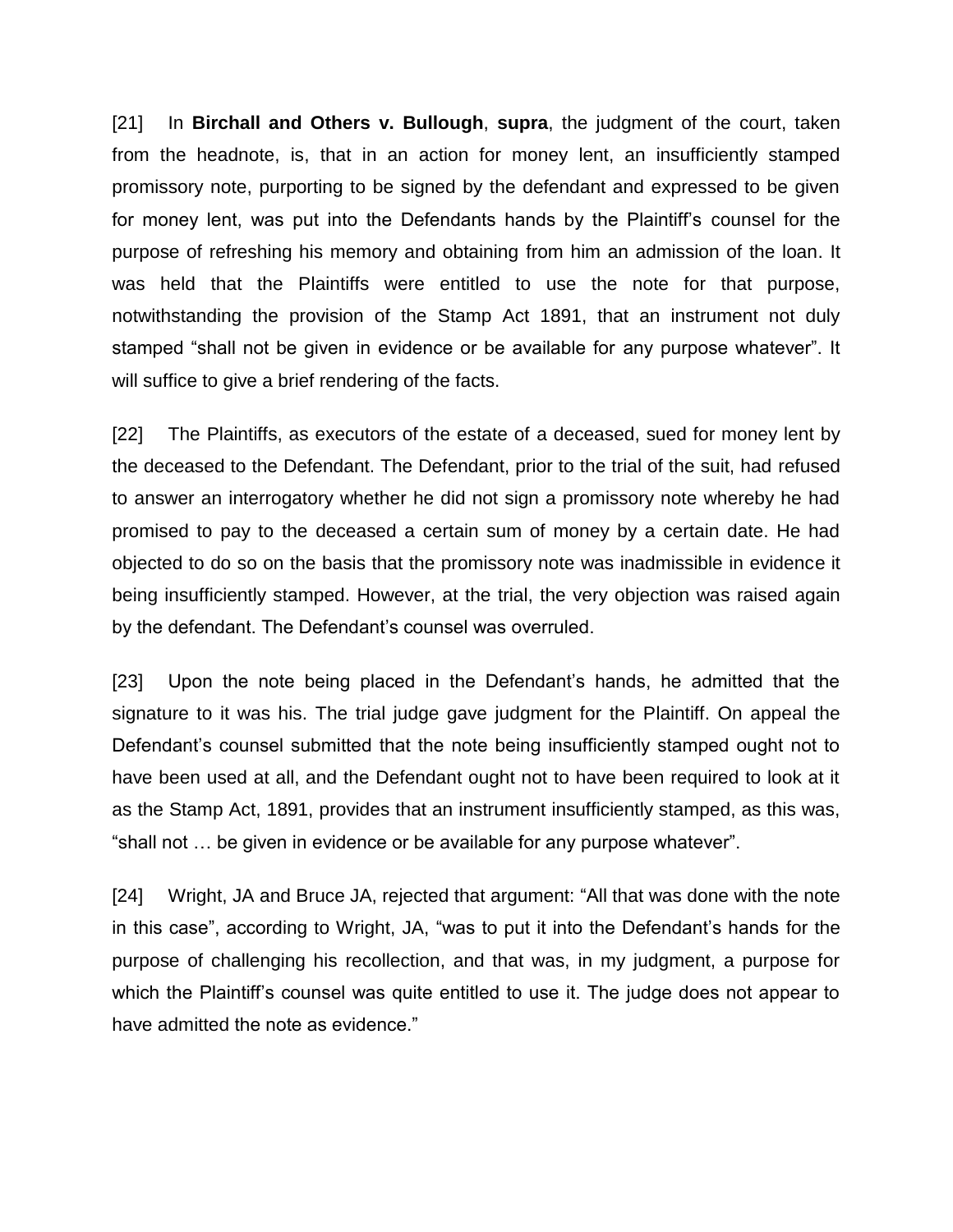[21] In **Birchall and Others v. Bullough**, **supra**, the judgment of the court, taken from the headnote, is, that in an action for money lent, an insufficiently stamped promissory note, purporting to be signed by the defendant and expressed to be given for money lent, was put into the Defendants hands by the Plaintiff's counsel for the purpose of refreshing his memory and obtaining from him an admission of the loan. It was held that the Plaintiffs were entitled to use the note for that purpose, notwithstanding the provision of the Stamp Act 1891, that an instrument not duly stamped "shall not be given in evidence or be available for any purpose whatever". It will suffice to give a brief rendering of the facts.

[22] The Plaintiffs, as executors of the estate of a deceased, sued for money lent by the deceased to the Defendant. The Defendant, prior to the trial of the suit, had refused to answer an interrogatory whether he did not sign a promissory note whereby he had promised to pay to the deceased a certain sum of money by a certain date. He had objected to do so on the basis that the promissory note was inadmissible in evidence it being insufficiently stamped. However, at the trial, the very objection was raised again by the defendant. The Defendant's counsel was overruled.

[23] Upon the note being placed in the Defendant's hands, he admitted that the signature to it was his. The trial judge gave judgment for the Plaintiff. On appeal the Defendant's counsel submitted that the note being insufficiently stamped ought not to have been used at all, and the Defendant ought not to have been required to look at it as the Stamp Act, 1891, provides that an instrument insufficiently stamped, as this was, "shall not … be given in evidence or be available for any purpose whatever".

[24] Wright, JA and Bruce JA, rejected that argument: "All that was done with the note in this case", according to Wright, JA, "was to put it into the Defendant's hands for the purpose of challenging his recollection, and that was, in my judgment, a purpose for which the Plaintiff's counsel was quite entitled to use it. The judge does not appear to have admitted the note as evidence."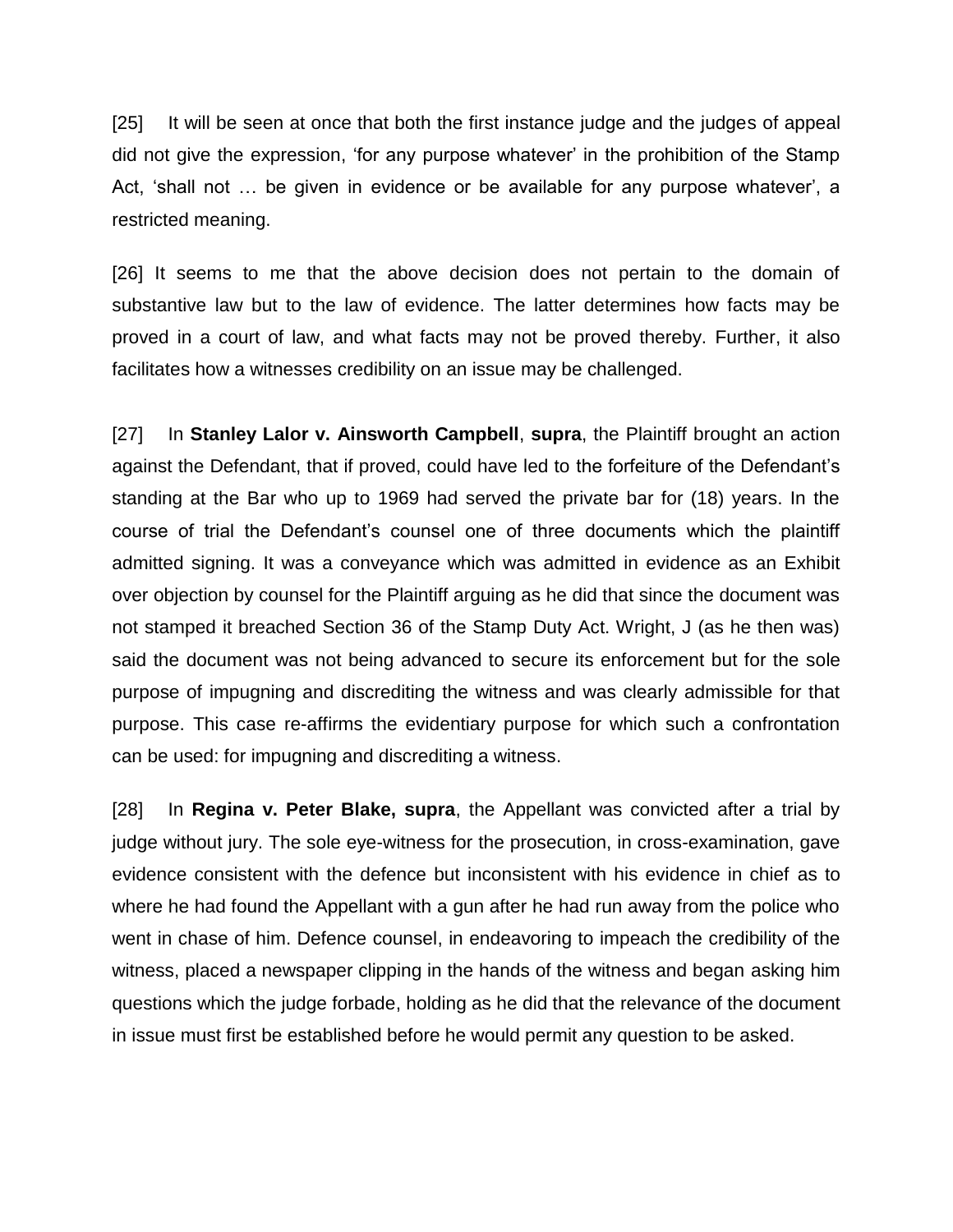[25] It will be seen at once that both the first instance judge and the judges of appeal did not give the expression, 'for any purpose whatever' in the prohibition of the Stamp Act, 'shall not … be given in evidence or be available for any purpose whatever', a restricted meaning.

[26] It seems to me that the above decision does not pertain to the domain of substantive law but to the law of evidence. The latter determines how facts may be proved in a court of law, and what facts may not be proved thereby. Further, it also facilitates how a witnesses credibility on an issue may be challenged.

[27] In **Stanley Lalor v. Ainsworth Campbell**, **supra**, the Plaintiff brought an action against the Defendant, that if proved, could have led to the forfeiture of the Defendant's standing at the Bar who up to 1969 had served the private bar for (18) years. In the course of trial the Defendant's counsel one of three documents which the plaintiff admitted signing. It was a conveyance which was admitted in evidence as an Exhibit over objection by counsel for the Plaintiff arguing as he did that since the document was not stamped it breached Section 36 of the Stamp Duty Act. Wright, J (as he then was) said the document was not being advanced to secure its enforcement but for the sole purpose of impugning and discrediting the witness and was clearly admissible for that purpose. This case re-affirms the evidentiary purpose for which such a confrontation can be used: for impugning and discrediting a witness.

[28] In **Regina v. Peter Blake, supra**, the Appellant was convicted after a trial by judge without jury. The sole eye-witness for the prosecution, in cross-examination, gave evidence consistent with the defence but inconsistent with his evidence in chief as to where he had found the Appellant with a gun after he had run away from the police who went in chase of him. Defence counsel, in endeavoring to impeach the credibility of the witness, placed a newspaper clipping in the hands of the witness and began asking him questions which the judge forbade, holding as he did that the relevance of the document in issue must first be established before he would permit any question to be asked.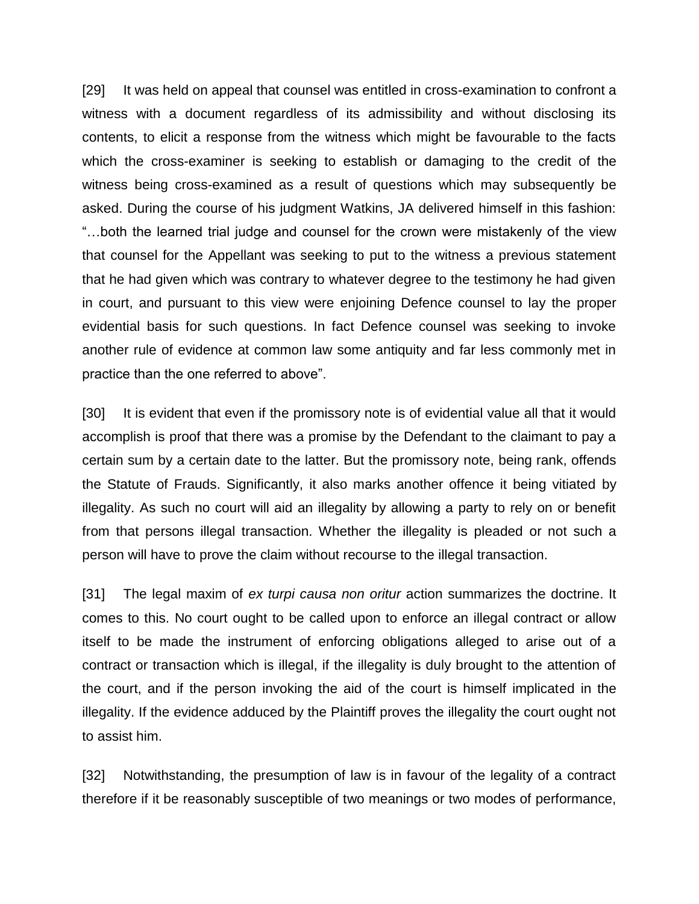[29] It was held on appeal that counsel was entitled in cross-examination to confront a witness with a document regardless of its admissibility and without disclosing its contents, to elicit a response from the witness which might be favourable to the facts which the cross-examiner is seeking to establish or damaging to the credit of the witness being cross-examined as a result of questions which may subsequently be asked. During the course of his judgment Watkins, JA delivered himself in this fashion: "…both the learned trial judge and counsel for the crown were mistakenly of the view that counsel for the Appellant was seeking to put to the witness a previous statement that he had given which was contrary to whatever degree to the testimony he had given in court, and pursuant to this view were enjoining Defence counsel to lay the proper evidential basis for such questions. In fact Defence counsel was seeking to invoke another rule of evidence at common law some antiquity and far less commonly met in practice than the one referred to above".

[30] It is evident that even if the promissory note is of evidential value all that it would accomplish is proof that there was a promise by the Defendant to the claimant to pay a certain sum by a certain date to the latter. But the promissory note, being rank, offends the Statute of Frauds. Significantly, it also marks another offence it being vitiated by illegality. As such no court will aid an illegality by allowing a party to rely on or benefit from that persons illegal transaction. Whether the illegality is pleaded or not such a person will have to prove the claim without recourse to the illegal transaction.

[31] The legal maxim of *ex turpi causa non oritur* action summarizes the doctrine. It comes to this. No court ought to be called upon to enforce an illegal contract or allow itself to be made the instrument of enforcing obligations alleged to arise out of a contract or transaction which is illegal, if the illegality is duly brought to the attention of the court, and if the person invoking the aid of the court is himself implicated in the illegality. If the evidence adduced by the Plaintiff proves the illegality the court ought not to assist him.

[32] Notwithstanding, the presumption of law is in favour of the legality of a contract therefore if it be reasonably susceptible of two meanings or two modes of performance,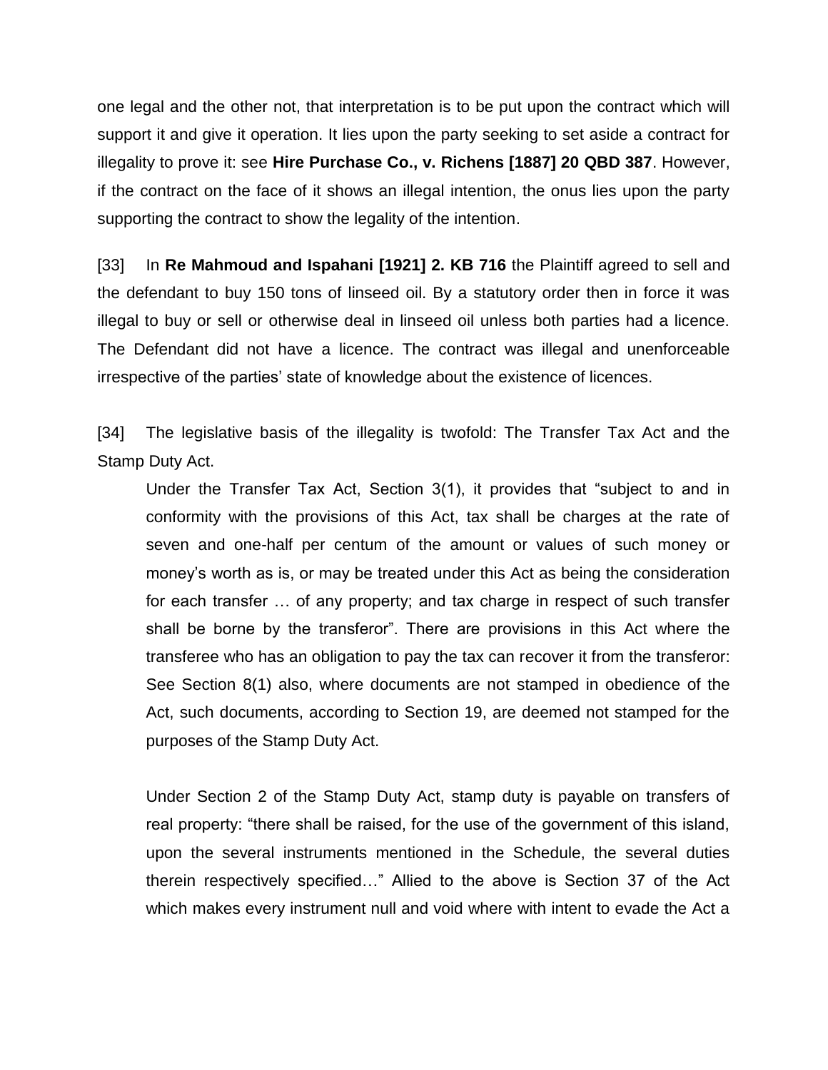one legal and the other not, that interpretation is to be put upon the contract which will support it and give it operation. It lies upon the party seeking to set aside a contract for illegality to prove it: see **Hire Purchase Co., v. Richens [1887] 20 QBD 387**. However, if the contract on the face of it shows an illegal intention, the onus lies upon the party supporting the contract to show the legality of the intention.

[33] In **Re Mahmoud and Ispahani [1921] 2. KB 716** the Plaintiff agreed to sell and the defendant to buy 150 tons of linseed oil. By a statutory order then in force it was illegal to buy or sell or otherwise deal in linseed oil unless both parties had a licence. The Defendant did not have a licence. The contract was illegal and unenforceable irrespective of the parties' state of knowledge about the existence of licences.

[34] The legislative basis of the illegality is twofold: The Transfer Tax Act and the Stamp Duty Act.

> Under the Transfer Tax Act, Section 3(1), it provides that "subject to and in conformity with the provisions of this Act, tax shall be charges at the rate of seven and one-half per centum of the amount or values of such money or money's worth as is, or may be treated under this Act as being the consideration for each transfer … of any property; and tax charge in respect of such transfer shall be borne by the transferor". There are provisions in this Act where the transferee who has an obligation to pay the tax can recover it from the transferor: See Section 8(1) also, where documents are not stamped in obedience of the Act, such documents, according to Section 19, are deemed not stamped for the purposes of the Stamp Duty Act.
>
> Under Section 2 of the Stamp Duty Act, stamp duty is payable on transfers of real property: "there shall be raised, for the use of the government of this island, upon the several instruments mentioned in the Schedule, the several duties therein respectively specified…" Allied to the above is Section 37 of the Act which makes every instrument null and void where with intent to evade the Act a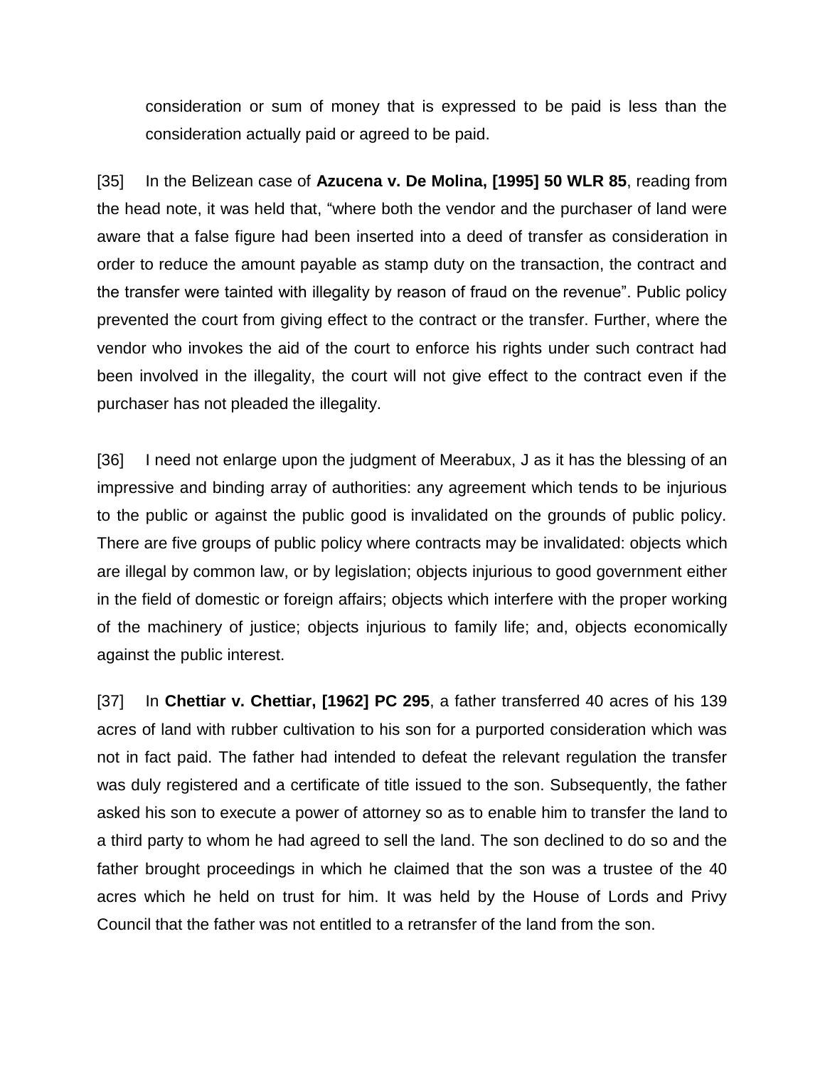consideration or sum of money that is expressed to be paid is less than the consideration actually paid or agreed to be paid.

[35] In the Belizean case of **Azucena v. De Molina, [1995] 50 WLR 85**, reading from the head note, it was held that, "where both the vendor and the purchaser of land were aware that a false figure had been inserted into a deed of transfer as consideration in order to reduce the amount payable as stamp duty on the transaction, the contract and the transfer were tainted with illegality by reason of fraud on the revenue". Public policy prevented the court from giving effect to the contract or the transfer. Further, where the vendor who invokes the aid of the court to enforce his rights under such contract had been involved in the illegality, the court will not give effect to the contract even if the purchaser has not pleaded the illegality.

[36] I need not enlarge upon the judgment of Meerabux, J as it has the blessing of an impressive and binding array of authorities: any agreement which tends to be injurious to the public or against the public good is invalidated on the grounds of public policy. There are five groups of public policy where contracts may be invalidated: objects which are illegal by common law, or by legislation; objects injurious to good government either in the field of domestic or foreign affairs; objects which interfere with the proper working of the machinery of justice; objects injurious to family life; and, objects economically against the public interest.

[37] In **Chettiar v. Chettiar, [1962] PC 295**, a father transferred 40 acres of his 139 acres of land with rubber cultivation to his son for a purported consideration which was not in fact paid. The father had intended to defeat the relevant regulation the transfer was duly registered and a certificate of title issued to the son. Subsequently, the father asked his son to execute a power of attorney so as to enable him to transfer the land to a third party to whom he had agreed to sell the land. The son declined to do so and the father brought proceedings in which he claimed that the son was a trustee of the 40 acres which he held on trust for him. It was held by the House of Lords and Privy Council that the father was not entitled to a retransfer of the land from the son.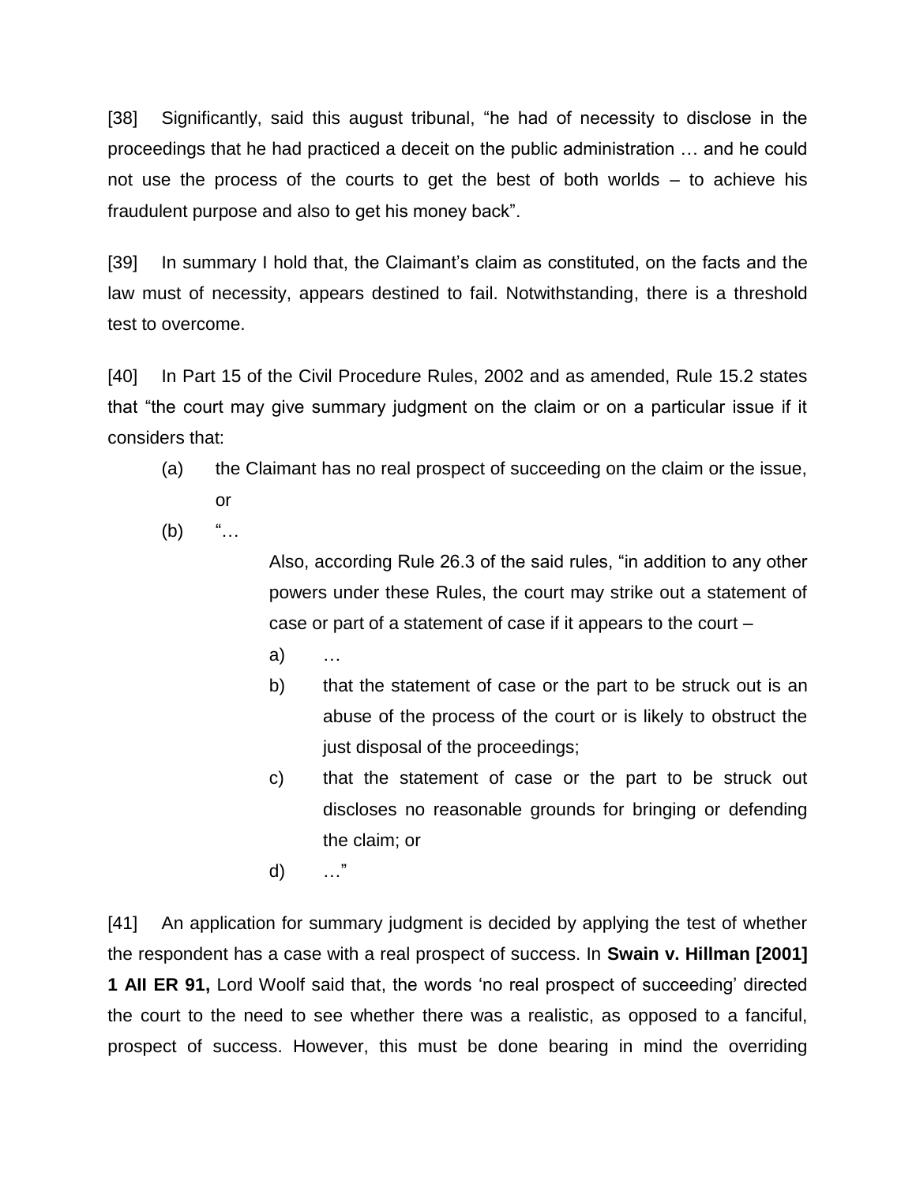[38] Significantly, said this august tribunal, "he had of necessity to disclose in the proceedings that he had practiced a deceit on the public administration … and he could not use the process of the courts to get the best of both worlds – to achieve his fraudulent purpose and also to get his money back".

[39] In summary I hold that, the Claimant's claim as constituted, on the facts and the law must of necessity, appears destined to fail. Notwithstanding, there is a threshold test to overcome.

[40] In Part 15 of the Civil Procedure Rules, 2002 and as amended, Rule 15.2 states that "the court may give summary judgment on the claim or on a particular issue if it considers that:

(a) the Claimant has no real prospect of succeeding on the claim or the issue, or

(b) "…

> Also, according Rule 26.3 of the said rules, "in addition to any other powers under these Rules, the court may strike out a statement of case or part of a statement of case if it appears to the court –
>
> a) …
>
> b) that the statement of case or the part to be struck out is an abuse of the process of the court or is likely to obstruct the just disposal of the proceedings;
>
> c) that the statement of case or the part to be struck out discloses no reasonable grounds for bringing or defending the claim; or
>
> d) …"

[41] An application for summary judgment is decided by applying the test of whether the respondent has a case with a real prospect of success. In **Swain v. Hillman [2001] 1 All ER 91,** Lord Woolf said that, the words 'no real prospect of succeeding' directed the court to the need to see whether there was a realistic, as opposed to a fanciful, prospect of success. However, this must be done bearing in mind the overriding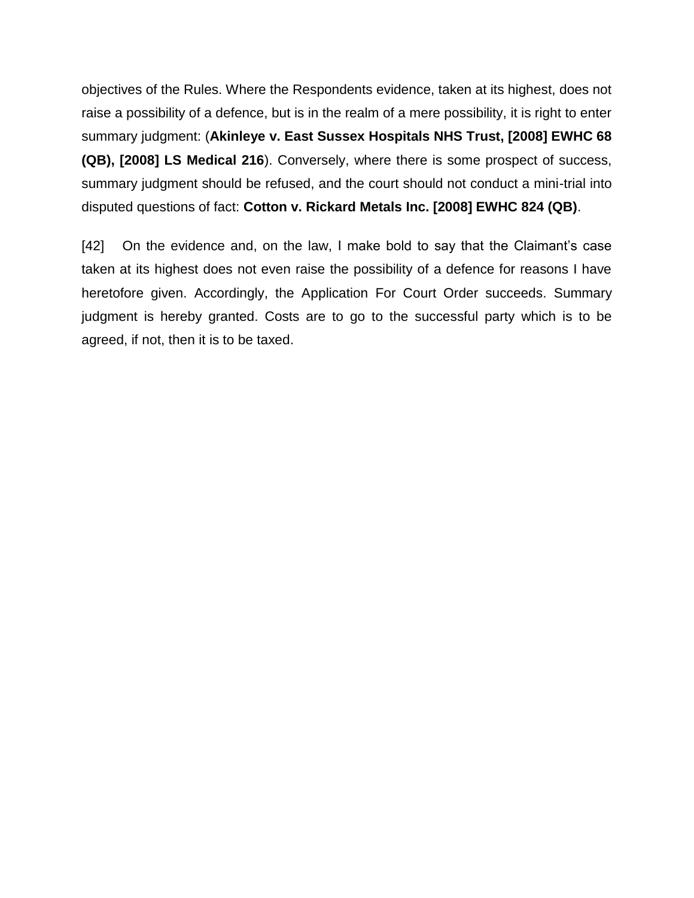objectives of the Rules. Where the Respondents evidence, taken at its highest, does not raise a possibility of a defence, but is in the realm of a mere possibility, it is right to enter summary judgment: (**Akinleye v. East Sussex Hospitals NHS Trust, [2008] EWHC 68 (QB), [2008] LS Medical 216**). Conversely, where there is some prospect of success, summary judgment should be refused, and the court should not conduct a mini-trial into disputed questions of fact: **Cotton v. Rickard Metals Inc. [2008] EWHC 824 (QB)**.

[42] On the evidence and, on the law, I make bold to say that the Claimant's case taken at its highest does not even raise the possibility of a defence for reasons I have heretofore given. Accordingly, the Application For Court Order succeeds. Summary judgment is hereby granted. Costs are to go to the successful party which is to be agreed, if not, then it is to be taxed.